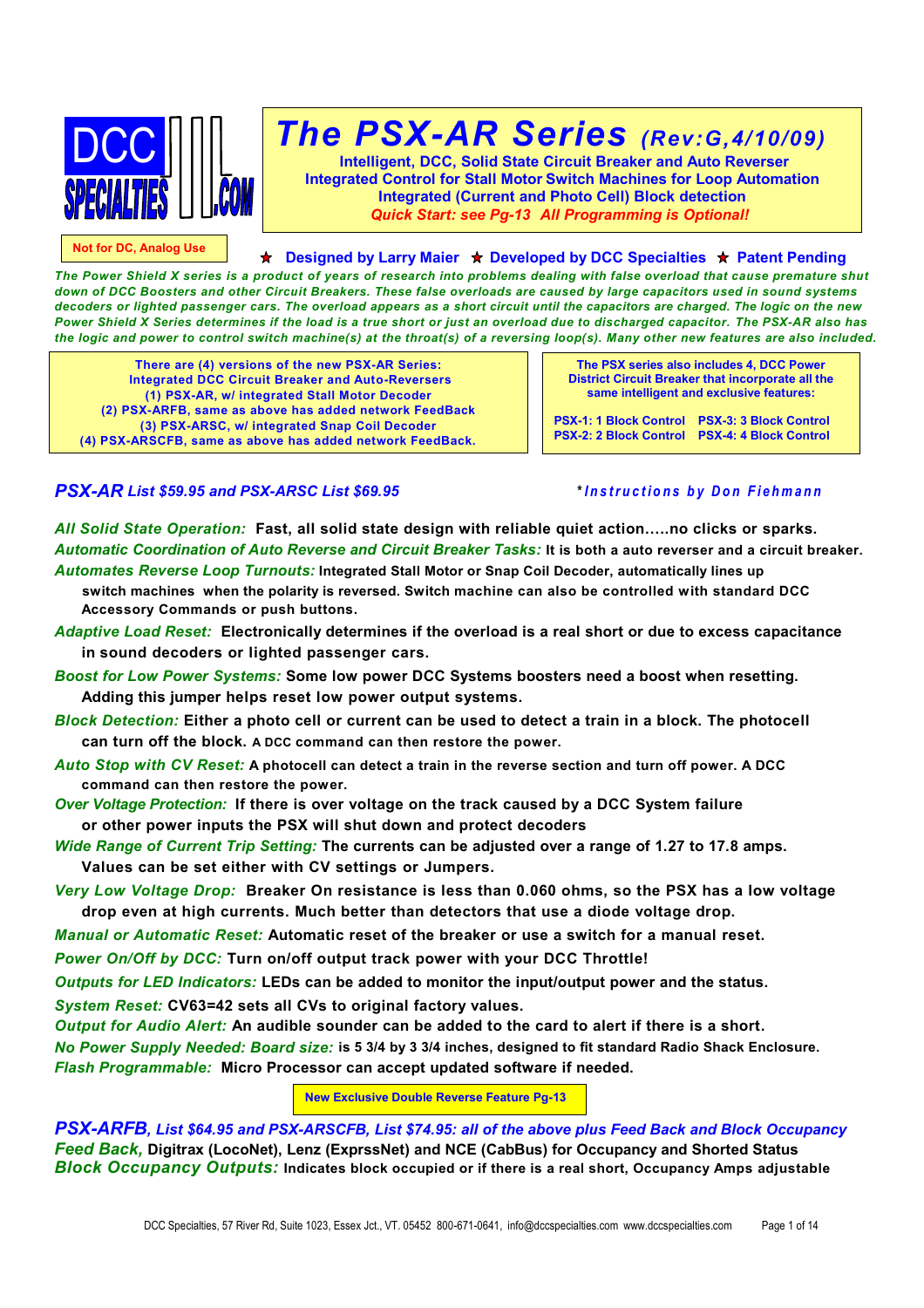DCC SPECIALTIES .COM

# The PSX-AR Series *(Rev:G,4/10/09)*

**Intelligent, DCC, Solid State Circuit Breaker and Auto Reverser**
**Integrated Control for Stall Motor Switch Machines for Loop Automation**
**Integrated (Current and Photo Cell) Block detection**
***Quick Start: see Pg-13 All Programming is Optional!***

**Not for DC, Analog Use**

★ **Designed by Larry Maier** ★ **Developed by DCC Specialties** ★ **Patent Pending**

***The Power Shield X series is a product of years of research into problems dealing with false overload that cause premature shut down of DCC Boosters and other Circuit Breakers. These false overloads are caused by large capacitors used in sound systems decoders or lighted passenger cars. The overload appears as a short circuit until the capacitors are charged. The logic on the new Power Shield X Series determines if the load is a true short or just an overload due to discharged capacitor. The PSX-AR also has the logic and power to control switch machine(s) at the throat(s) of a reversing loop(s). Many other new features are also included.***

**There are (4) versions of the new PSX-AR Series:**
**Integrated DCC Circuit Breaker and Auto-Reversers**
**(1) PSX-AR, w/ integrated Stall Motor Decoder**
**(2) PSX-ARFB, same as above has added network FeedBack**
**(3) PSX-ARSC, w/ integrated Snap Coil Decoder**
**(4) PSX-ARSCFB, same as above has added network FeedBack.**

**The PSX series also includes 4, DCC Power District Circuit Breaker that incorporate all the same intelligent and exclusive features:**

**PSX-1: 1 Block Control** **PSX-3: 3 Block Control**
**PSX-2: 2 Block Control** **PSX-4: 4 Block Control**

***PSX-AR List $59.95 and PSX-ARSC List $69.95***

****Instructions by Don Fiehmann***

*All Solid State Operation:* **Fast, all solid state design with reliable quiet action.....no clicks or sparks.**

*Automatic Coordination of Auto Reverse and Circuit Breaker Tasks:* **It is both a auto reverser and a circuit breaker.**

*Automates Reverse Loop Turnouts:* **Integrated Stall Motor or Snap Coil Decoder, automatically lines up switch machines when the polarity is reversed. Switch machine can also be controlled with standard DCC Accessory Commands or push buttons.**

*Adaptive Load Reset:* **Electronically determines if the overload is a real short or due to excess capacitance in sound decoders or lighted passenger cars.**

*Boost for Low Power Systems:* **Some low power DCC Systems boosters need a boost when resetting. Adding this jumper helps reset low power output systems.**

*Block Detection:* **Either a photo cell or current can be used to detect a train in a block. The photocell can turn off the block. A DCC command can then restore the power.**

*Auto Stop with CV Reset:* **A photocell can detect a train in the reverse section and turn off power. A DCC command can then restore the power.**

*Over Voltage Protection:* **If there is over voltage on the track caused by a DCC System failure or other power inputs the PSX will shut down and protect decoders**

*Wide Range of Current Trip Setting:* **The currents can be adjusted over a range of 1.27 to 17.8 amps. Values can be set either with CV settings or Jumpers.**

*Very Low Voltage Drop:* **Breaker On resistance is less than 0.060 ohms, so the PSX has a low voltage drop even at high currents. Much better than detectors that use a diode voltage drop.**

*Manual or Automatic Reset:* **Automatic reset of the breaker or use a switch for a manual reset.**

*Power On/Off by DCC:* **Turn on/off output track power with your DCC Throttle!**

*Outputs for LED Indicators:* **LEDs can be added to monitor the input/output power and the status.**

*System Reset:* **CV63=42 sets all CVs to original factory values.**

*Output for Audio Alert:* **An audible sounder can be added to the card to alert if there is a short.**

*No Power Supply Needed: Board size:* **is 5 3/4 by 3 3/4 inches, designed to fit standard Radio Shack Enclosure.**

*Flash Programmable:* **Micro Processor can accept updated software if needed.**

**New Exclusive Double Reverse Feature Pg-13**

***PSX-ARFB, List $64.95 and PSX-ARSCFB, List $74.95: all of the above plus Feed Back and Block Occupancy***

*Feed Back,* **Digitrax (LocoNet), Lenz (ExprssNet) and NCE (CabBus) for Occupancy and Shorted Status**

*Block Occupancy Outputs:* **Indicates block occupied or if there is a real short, Occupancy Amps adjustable**

DCC Specialties, 57 River Rd, Suite 1023, Essex Jct., VT. 05452 800-671-0641, info@dccspecialties.com www.dccspecialties.com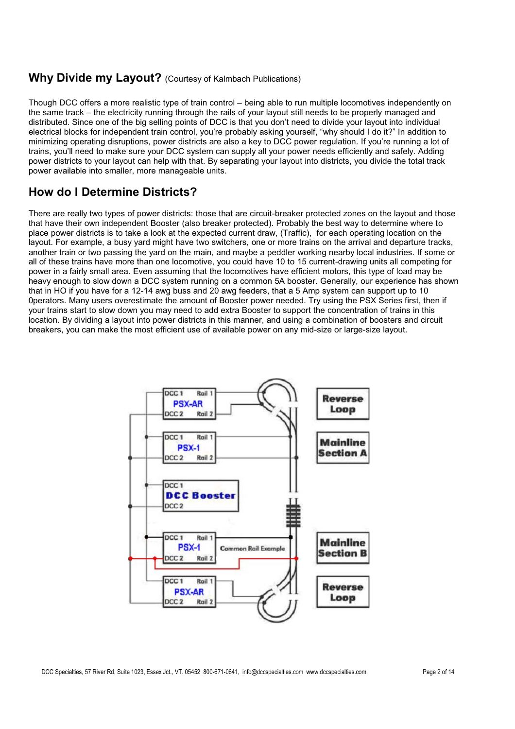## Why Divide my Layout? (Courtesy of Kalmbach Publications)

Though DCC offers a more realistic type of train control – being able to run multiple locomotives independently on the same track – the electricity running through the rails of your layout still needs to be properly managed and distributed. Since one of the big selling points of DCC is that you don't need to divide your layout into individual electrical blocks for independent train control, you're probably asking yourself, "why should I do it?" In addition to minimizing operating disruptions, power districts are also a key to DCC power regulation. If you're running a lot of trains, you'll need to make sure your DCC system can supply all your power needs efficiently and safely. Adding power districts to your layout can help with that. By separating your layout into districts, you divide the total track power available into smaller, more manageable units.

## How do I Determine Districts?

There are really two types of power districts: those that are circuit-breaker protected zones on the layout and those that have their own independent Booster (also breaker protected). Probably the best way to determine where to place power districts is to take a look at the expected current draw, (Traffic), for each operating location on the layout. For example, a busy yard might have two switchers, one or more trains on the arrival and departure tracks, another train or two passing the yard on the main, and maybe a peddler working nearby local industries. If some or all of these trains have more than one locomotive, you could have 10 to 15 current-drawing units all competing for power in a fairly small area. Even assuming that the locomotives have efficient motors, this type of load may be heavy enough to slow down a DCC system running on a common 5A booster. Generally, our experience has shown that in HO if you have for a 12-14 awg buss and 20 awg feeders, that a 5 Amp system can support up to 10 0perators. Many users overestimate the amount of Booster power needed. Try using the PSX Series first, then if your trains start to slow down you may need to add extra Booster to support the concentration of trains in this location. By dividing a layout into power districts in this manner, and using a combination of boosters and circuit breakers, you can make the most efficient use of available power on any mid-size or large-size layout.

DCC 1 Rail 1 PSX-AR DCC 2 Rail 2 — Reverse Loop

DCC 1 Rail 1 PSX-1 DCC 2 Rail 2 — Mainline Section A

DCC 1 DCC Booster DCC 2

DCC 1 Rail 1 PSX-1 DCC 2 Rail 2 — Common Rail Example — Mainline Section B

DCC 1 Rail 1 PSX-AR DCC 2 Rail 2 — Reverse Loop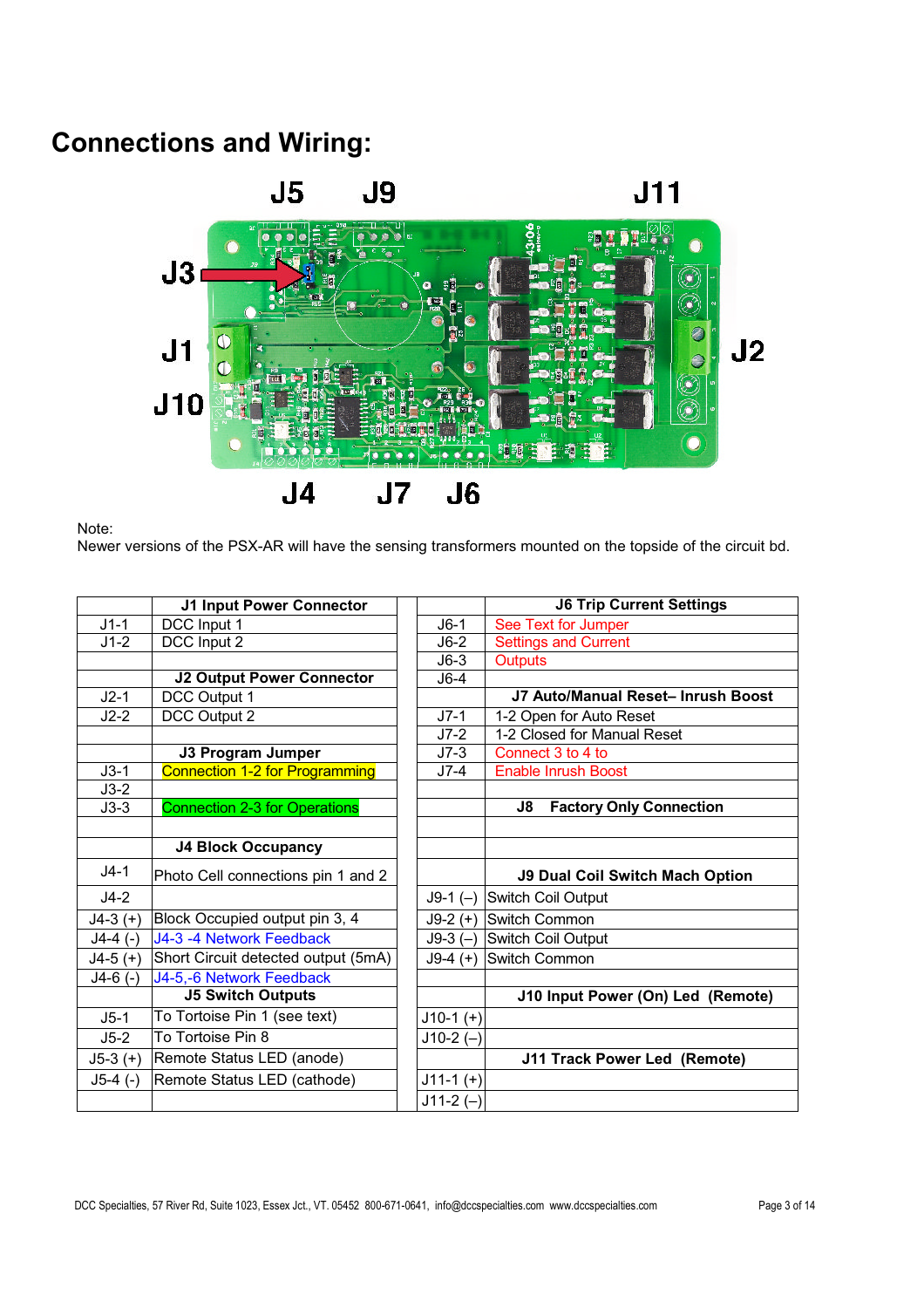# Connections and Wiring:

Note:
Newer versions of the PSX-AR will have the sensing transformers mounted on the topside of the circuit bd.

| | J1 Input Power Connector | | | J6 Trip Current Settings |
|---|---|---|---|---|
| J1-1 | DCC Input 1 | | J6-1 | See Text for Jumper |
| J1-2 | DCC Input 2 | | J6-2 | Settings and Current |
| | | | J6-3 | Outputs |
| | J2 Output Power Connector | | J6-4 | |
| J2-1 | DCC Output 1 | | | J7 Auto/Manual Reset– Inrush Boost |
| J2-2 | DCC Output 2 | | J7-1 | 1-2 Open for Auto Reset |
| | | | J7-2 | 1-2 Closed for Manual Reset |
| | J3 Program Jumper | | J7-3 | Connect 3 to 4 to |
| J3-1 | Connection 1-2 for Programming | | J7-4 | Enable Inrush Boost |
| J3-2 | | | | |
| J3-3 | Connection 2-3 for Operations | | | J8 Factory Only Connection |
| | | | | |
| | J4 Block Occupancy | | | |
| J4-1 | Photo Cell connections pin 1 and 2 | | | J9 Dual Coil Switch Mach Option |
| J4-2 | | | J9-1 (–) | Switch Coil Output |
| J4-3 (+) | Block Occupied output pin 3, 4 | | J9-2 (+) | Switch Common |
| J4-4 (-) | J4-3 -4 Network Feedback | | J9-3 (–) | Switch Coil Output |
| J4-5 (+) | Short Circuit detected output (5mA) | | J9-4 (+) | Switch Common |
| J4-6 (-) | J4-5,-6 Network Feedback | | | |
| | J5 Switch Outputs | | | J10 Input Power (On) Led (Remote) |
| J5-1 | To Tortoise Pin 1 (see text) | | J10-1 (+) | |
| J5-2 | To Tortoise Pin 8 | | J10-2 (–) | |
| J5-3 (+) | Remote Status LED (anode) | | | J11 Track Power Led (Remote) |
| J5-4 (-) | Remote Status LED (cathode) | | J11-1 (+) | |
| | | | J11-2 (–) | |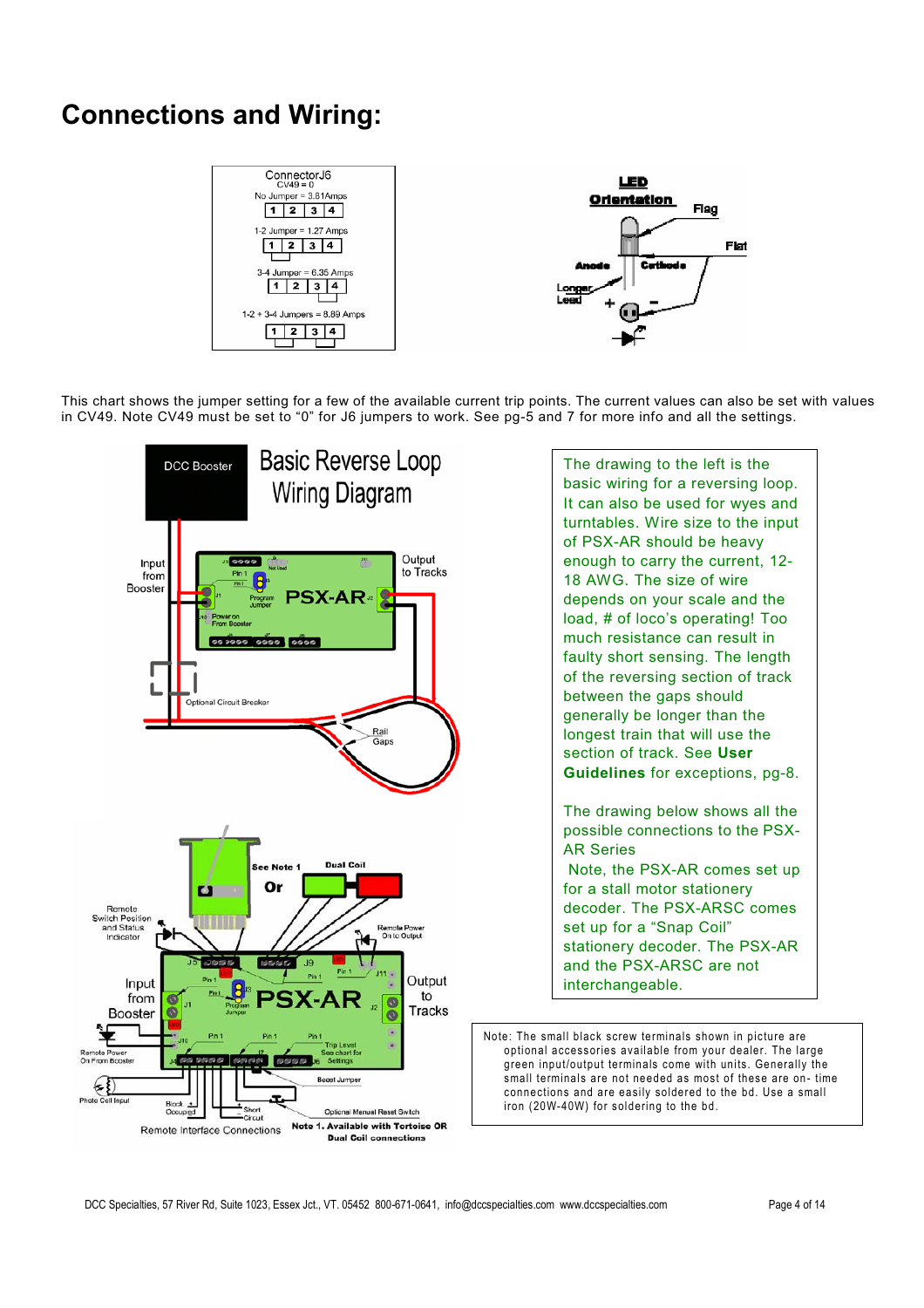# Connections and Wiring:

ConnectorJ6
CV49 = 0

No Jumper = 3.81Amps

1-2 Jumper = 1.27 Amps

3-4 Jumper = 6.35 Amps

1-2 + 3-4 Jumpers = 8.89 Amps

This chart shows the jumper setting for a few of the available current trip points. The current values can also be set with values in CV49. Note CV49 must be set to "0" for J6 jumpers to work. See pg-5 and 7 for more info and all the settings.

The drawing to the left is the basic wiring for a reversing loop. It can also be used for wyes and turntables. Wire size to the input of PSX-AR should be heavy enough to carry the current, 12-18 AWG. The size of wire depends on your scale and the load, # of loco's operating! Too much resistance can result in faulty short sensing. The length of the reversing section of track between the gaps should generally be longer than the longest train that will use the section of track. See **User Guidelines** for exceptions, pg-8.

The drawing below shows all the possible connections to the PSX-AR Series

Note, the PSX-AR comes set up for a stall motor stationery decoder. The PSX-ARSC comes set up for a "Snap Coil" stationery decoder. The PSX-AR and the PSX-ARSC are not interchangeable.

Note: The small black screw terminals shown in picture are optional accessories available from your dealer. The large green input/output terminals come with units. Generally the small terminals are not needed as most of these are on- time connections and are easily soldered to the bd. Use a small iron (20W-40W) for soldering to the bd.

DCC Specialties, 57 River Rd, Suite 1023, Essex Jct., VT. 05452 800-671-0641, info@dccspecialties.com www.dccspecialties.com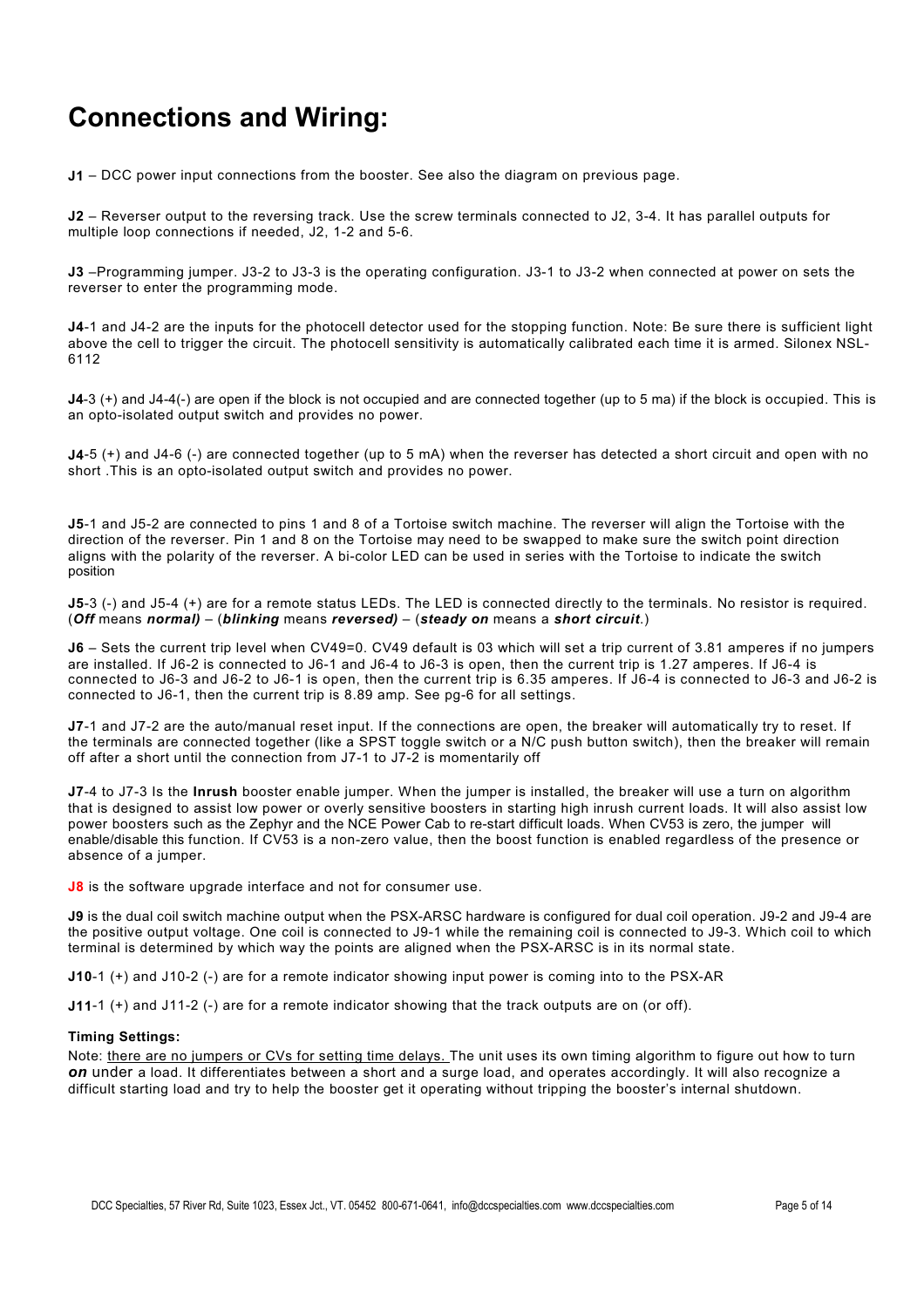# Connections and Wiring:

**J1** – DCC power input connections from the booster. See also the diagram on previous page.

**J2** – Reverser output to the reversing track. Use the screw terminals connected to J2, 3-4. It has parallel outputs for multiple loop connections if needed, J2, 1-2 and 5-6.

**J3** –Programming jumper. J3-2 to J3-3 is the operating configuration. J3-1 to J3-2 when connected at power on sets the reverser to enter the programming mode.

**J4**-1 and J4-2 are the inputs for the photocell detector used for the stopping function. Note: Be sure there is sufficient light above the cell to trigger the circuit. The photocell sensitivity is automatically calibrated each time it is armed. Silonex NSL-6112

**J4**-3 (+) and J4-4(-) are open if the block is not occupied and are connected together (up to 5 ma) if the block is occupied. This is an opto-isolated output switch and provides no power.

**J4**-5 (+) and J4-6 (-) are connected together (up to 5 mA) when the reverser has detected a short circuit and open with no short .This is an opto-isolated output switch and provides no power.

**J5**-1 and J5-2 are connected to pins 1 and 8 of a Tortoise switch machine. The reverser will align the Tortoise with the direction of the reverser. Pin 1 and 8 on the Tortoise may need to be swapped to make sure the switch point direction aligns with the polarity of the reverser. A bi-color LED can be used in series with the Tortoise to indicate the switch position

**J5**-3 (-) and J5-4 (+) are for a remote status LEDs. The LED is connected directly to the terminals. No resistor is required. (***Off*** means ***normal)*** – (***blinking*** means ***reversed)*** – (***steady on*** means a ***short circuit***.)

**J6** – Sets the current trip level when CV49=0. CV49 default is 03 which will set a trip current of 3.81 amperes if no jumpers are installed. If J6-2 is connected to J6-1 and J6-4 to J6-3 is open, then the current trip is 1.27 amperes. If J6-4 is connected to J6-3 and J6-2 to J6-1 is open, then the current trip is 6.35 amperes. If J6-4 is connected to J6-3 and J6-2 is connected to J6-1, then the current trip is 8.89 amp. See pg-6 for all settings.

**J7**-1 and J7-2 are the auto/manual reset input. If the connections are open, the breaker will automatically try to reset. If the terminals are connected together (like a SPST toggle switch or a N/C push button switch), then the breaker will remain off after a short until the connection from J7-1 to J7-2 is momentarily off

**J7**-4 to J7-3 Is the **Inrush** booster enable jumper. When the jumper is installed, the breaker will use a turn on algorithm that is designed to assist low power or overly sensitive boosters in starting high inrush current loads. It will also assist low power boosters such as the Zephyr and the NCE Power Cab to re-start difficult loads. When CV53 is zero, the jumper will enable/disable this function. If CV53 is a non-zero value, then the boost function is enabled regardless of the presence or absence of a jumper.

**J8** is the software upgrade interface and not for consumer use.

**J9** is the dual coil switch machine output when the PSX-ARSC hardware is configured for dual coil operation. J9-2 and J9-4 are the positive output voltage. One coil is connected to J9-1 while the remaining coil is connected to J9-3. Which coil to which terminal is determined by which way the points are aligned when the PSX-ARSC is in its normal state.

**J10**-1 (+) and J10-2 (-) are for a remote indicator showing input power is coming into to the PSX-AR

**J11**-1 (+) and J11-2 (-) are for a remote indicator showing that the track outputs are on (or off).

**Timing Settings:**

Note: <u>there are no jumpers or CVs for setting time delays.</u> The unit uses its own timing algorithm to figure out how to turn ***on*** under a load. It differentiates between a short and a surge load, and operates accordingly. It will also recognize a difficult starting load and try to help the booster get it operating without tripping the booster's internal shutdown.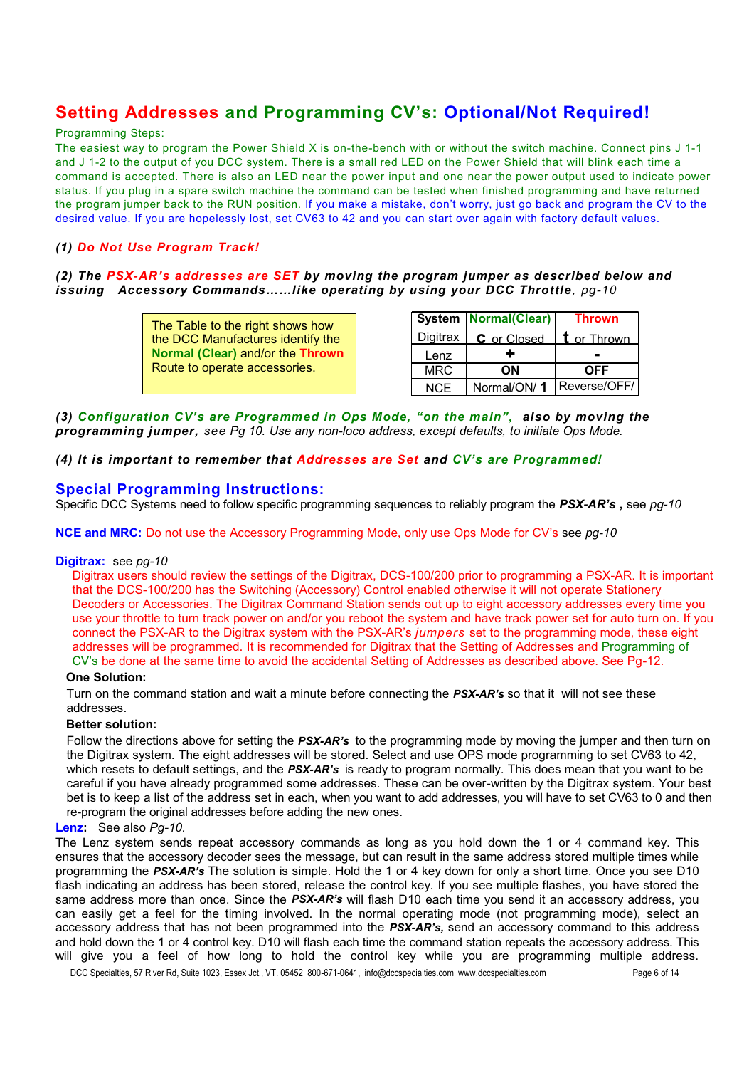## Setting Addresses and Programming CV's: Optional/Not Required!

Programming Steps:

The easiest way to program the Power Shield X is on-the-bench with or without the switch machine. Connect pins J 1-1 and J 1-2 to the output of you DCC system. There is a small red LED on the Power Shield that will blink each time a command is accepted. There is also an LED near the power input and one near the power output used to indicate power status. If you plug in a spare switch machine the command can be tested when finished programming and have returned the program jumper back to the RUN position. If you make a mistake, don't worry, just go back and program the CV to the desired value. If you are hopelessly lost, set CV63 to 42 and you can start over again with factory default values.

***(1) Do Not Use Program Track!***

***(2) The PSX-AR's addresses are SET by moving the program jumper as described below and issuing Accessory Commands……like operating by using your DCC Throttle****, pg-10*

The Table to the right shows how the DCC Manufactures identify the **Normal (Clear)** and/or the **Thrown** Route to operate accessories.

| System | Normal(Clear) | Thrown |
|---|---|---|
| Digitrax | **c** or Closed | **t** or Thrown |
| Lenz | **+** | **-** |
| MRC | **ON** | **OFF** |
| NCE | Normal/ON/ **1** | Reverse/OFF/ |

***(3) Configuration CV's are Programmed in Ops Mode, "on the main", also by moving the programming jumper****, see Pg 10. Use any non-loco address, except defaults, to initiate Ops Mode.*

***(4) It is important to remember that Addresses are Set and CV's are Programmed!***

## Special Programming Instructions:

Specific DCC Systems need to follow specific programming sequences to reliably program the ***PSX-AR's*** **,** see *pg-10*

**NCE and MRC:** Do not use the Accessory Programming Mode, only use Ops Mode for CV's see *pg-10*

**Digitrax:** see *pg-10*

Digitrax users should review the settings of the Digitrax, DCS-100/200 prior to programming a PSX-AR. It is important that the DCS-100/200 has the Switching (Accessory) Control enabled otherwise it will not operate Stationery Decoders or Accessories. The Digitrax Command Station sends out up to eight accessory addresses every time you use your throttle to turn track power on and/or you reboot the system and have track power set for auto turn on. If you connect the PSX-AR to the Digitrax system with the PSX-AR's *jumpers* set to the programming mode, these eight addresses will be programmed. It is recommended for Digitrax that the Setting of Addresses and Programming of CV's be done at the same time to avoid the accidental Setting of Addresses as described above. See Pg-12.

**One Solution:**

Turn on the command station and wait a minute before connecting the ***PSX-AR's*** so that it will not see these addresses.

**Better solution:**

Follow the directions above for setting the ***PSX-AR's*** to the programming mode by moving the jumper and then turn on the Digitrax system. The eight addresses will be stored. Select and use OPS mode programming to set CV63 to 42, which resets to default settings, and the ***PSX-AR's*** is ready to program normally. This does mean that you want to be careful if you have already programmed some addresses. These can be over-written by the Digitrax system. Your best bet is to keep a list of the address set in each, when you want to add addresses, you will have to set CV63 to 0 and then re-program the original addresses before adding the new ones.

**Lenz:** See also *Pg-10.*

The Lenz system sends repeat accessory commands as long as you hold down the 1 or 4 command key. This ensures that the accessory decoder sees the message, but can result in the same address stored multiple times while programming the ***PSX-AR's*** The solution is simple. Hold the 1 or 4 key down for only a short time. Once you see D10 flash indicating an address has been stored, release the control key. If you see multiple flashes, you have stored the same address more than once. Since the ***PSX-AR's*** will flash D10 each time you send it an accessory address, you can easily get a feel for the timing involved. In the normal operating mode (not programming mode), select an accessory address that has not been programmed into the ***PSX-AR's,*** send an accessory command to this address and hold down the 1 or 4 control key. D10 will flash each time the command station repeats the accessory address. This will give you a feel of how long to hold the control key while you are programming multiple address.

DCC Specialties, 57 River Rd, Suite 1023, Essex Jct., VT. 05452 800-671-0641, info@dccspecialties.com www.dccspecialties.com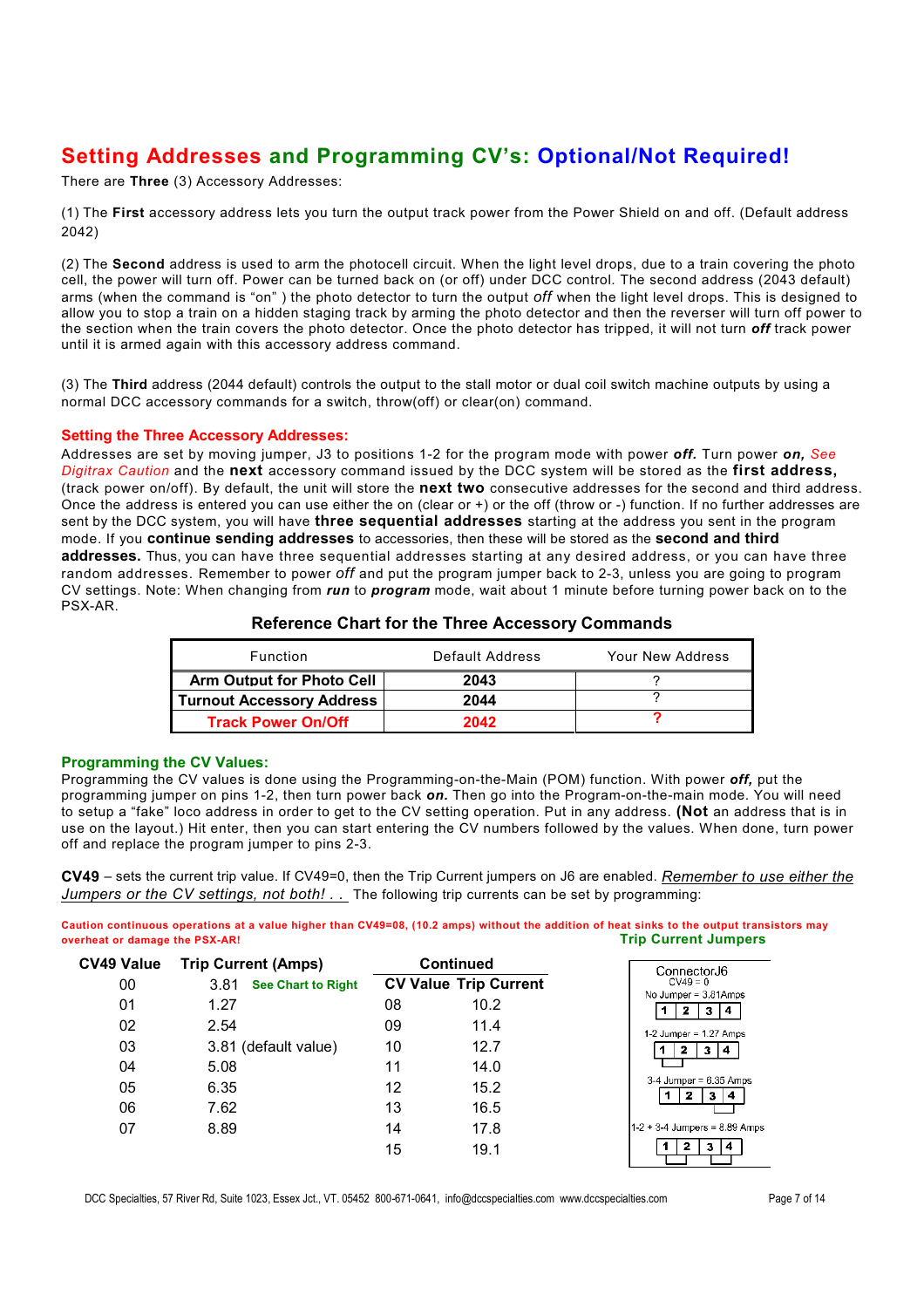## Setting Addresses and Programming CV's: Optional/Not Required!

There are **Three** (3) Accessory Addresses:

(1) The **First** accessory address lets you turn the output track power from the Power Shield on and off. (Default address 2042)

(2) The **Second** address is used to arm the photocell circuit. When the light level drops, due to a train covering the photo cell, the power will turn off. Power can be turned back on (or off) under DCC control. The second address (2043 default) arms (when the command is "on" ) the photo detector to turn the output *off* when the light level drops. This is designed to allow you to stop a train on a hidden staging track by arming the photo detector and then the reverser will turn off power to the section when the train covers the photo detector. Once the photo detector has tripped, it will not turn ***off*** track power until it is armed again with this accessory address command.

(3) The **Third** address (2044 default) controls the output to the stall motor or dual coil switch machine outputs by using a normal DCC accessory commands for a switch, throw(off) or clear(on) command.

### Setting the Three Accessory Addresses:

Addresses are set by moving jumper, J3 to positions 1-2 for the program mode with power ***off.*** Turn power ***on,*** *See Digitrax Caution* and the **next** accessory command issued by the DCC system will be stored as the **first address,** (track power on/off). By default, the unit will store the **next two** consecutive addresses for the second and third address. Once the address is entered you can use either the on (clear or +) or the off (throw or -) function. If no further addresses are sent by the DCC system, you will have **three sequential addresses** starting at the address you sent in the program mode. If you **continue sending addresses** to accessories, then these will be stored as the **second and third addresses.** Thus, you can have three sequential addresses starting at any desired address, or you can have three random addresses. Remember to power *off* and put the program jumper back to 2-3, unless you are going to program CV settings. Note: When changing from ***run*** to ***program*** mode, wait about 1 minute before turning power back on to the PSX-AR.

**Reference Chart for the Three Accessory Commands**

| Function | Default Address | Your New Address |
|---|---|---|
| **Arm Output for Photo Cell** | **2043** | ? |
| **Turnout Accessory Address** | **2044** | ? |
| **Track Power On/Off** | **2042** | **?** |

### Programming the CV Values:

Programming the CV values is done using the Programming-on-the-Main (POM) function. With power ***off,*** put the programming jumper on pins 1-2, then turn power back ***on.*** Then go into the Program-on-the-main mode. You will need to setup a "fake" loco address in order to get to the CV setting operation. Put in any address. **(Not** an address that is in use on the layout.) Hit enter, then you can start entering the CV numbers followed by the values. When done, turn power off and replace the program jumper to pins 2-3.

**CV49** – sets the current trip value. If CV49=0, then the Trip Current jumpers on J6 are enabled. *Remember to use either the Jumpers or the CV settings, not both! . .* The following trip currents can be set by programming:

**Caution continuous operations at a value higher than CV49=08, (10.2 amps) without the addition of heat sinks to the output transistors may overheat or damage the PSX-AR!**

| CV49 Value | Trip Current (Amps) |
|---|---|
| 00 | 3.81 **See Chart to Right** |
| 01 | 1.27 |
| 02 | 2.54 |
| 03 | 3.81 (default value) |
| 04 | 5.08 |
| 05 | 6.35 |
| 06 | 7.62 |
| 07 | 8.89 |

**Continued**

| CV Value | Trip Current |
|---|---|
| 08 | 10.2 |
| 09 | 11.4 |
| 10 | 12.7 |
| 11 | 14.0 |
| 12 | 15.2 |
| 13 | 16.5 |
| 14 | 17.8 |
| 15 | 19.1 |

**Trip Current Jumpers**

ConnectorJ6
CV49 = 0

| Jumper | Trip Current |
|---|---|
| No Jumper | 3.81 Amps |
| 1-2 Jumper | 1.27 Amps |
| 3-4 Jumper | 6.35 Amps |
| 1-2 + 3-4 Jumpers | 8.89 Amps |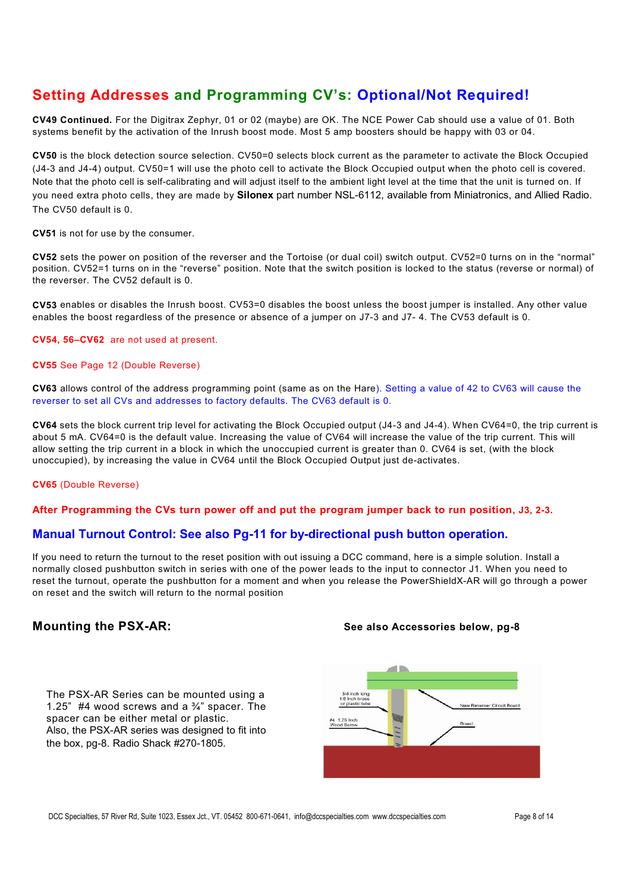## Setting Addresses and Programming CV's: Optional/Not Required!

**CV49 Continued.** For the Digitrax Zephyr, 01 or 02 (maybe) are OK. The NCE Power Cab should use a value of 01. Both systems benefit by the activation of the Inrush boost mode. Most 5 amp boosters should be happy with 03 or 04.

**CV50** is the block detection source selection. CV50=0 selects block current as the parameter to activate the Block Occupied (J4-3 and J4-4) output. CV50=1 will use the photo cell to activate the Block Occupied output when the photo cell is covered. Note that the photo cell is self-calibrating and will adjust itself to the ambient light level at the time that the unit is turned on. If you need extra photo cells, they are made by **Silonex** part number NSL-6112, available from Miniatronics, and Allied Radio. The CV50 default is 0.

**CV51** is not for use by the consumer.

**CV52** sets the power on position of the reverser and the Tortoise (or dual coil) switch output. CV52=0 turns on in the "normal" position. CV52=1 turns on in the "reverse" position. Note that the switch position is locked to the status (reverse or normal) of the reverser. The CV52 default is 0.

**CV53** enables or disables the Inrush boost. CV53=0 disables the boost unless the boost jumper is installed. Any other value enables the boost regardless of the presence or absence of a jumper on J7-3 and J7- 4. The CV53 default is 0.

**CV54, 56–CV62** are not used at present.

**CV55** See Page 12 (Double Reverse)

**CV63** allows control of the address programming point (same as on the Hare). Setting a value of 42 to CV63 will cause the reverser to set all CVs and addresses to factory defaults. The CV63 default is 0.

**CV64** sets the block current trip level for activating the Block Occupied output (J4-3 and J4-4). When CV64=0, the trip current is about 5 mA. CV64=0 is the default value. Increasing the value of CV64 will increase the value of the trip current. This will allow setting the trip current in a block in which the unoccupied current is greater than 0. CV64 is set, (with the block unoccupied), by increasing the value in CV64 until the Block Occupied Output just de-activates.

**CV65** (Double Reverse)

**After Programming the CVs turn power off and put the program jumper back to run position, J3, 2-3.**

### Manual Turnout Control: See also Pg-11 for by-directional push button operation.

If you need to return the turnout to the reset position with out issuing a DCC command, here is a simple solution. Install a normally closed pushbutton switch in series with one of the power leads to the input to connector J1. When you need to reset the turnout, operate the pushbutton for a moment and when you release the PowerShieldX-AR will go through a power on reset and the switch will return to the normal position

### Mounting the PSX-AR:

**See also Accessories below, pg-8**

The PSX-AR Series can be mounted using a 1.25" #4 wood screws and a ¾" spacer. The spacer can be either metal or plastic.
Also, the PSX-AR series was designed to fit into the box, pg-8. Radio Shack #270-1805.

3/4 inch long 1/8 inch brass or plastic tube

#4 1.25 inch Wood Screw

New Reverser Circuit Board

Board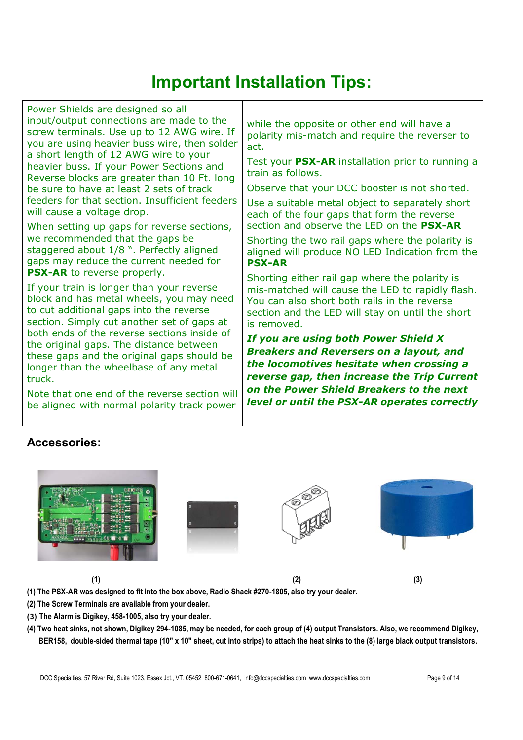# Important Installation Tips:

Power Shields are designed so all input/output connections are made to the screw terminals. Use up to 12 AWG wire. If you are using heavier buss wire, then solder a short length of 12 AWG wire to your heavier buss. If your Power Sections and Reverse blocks are greater than 10 Ft. long be sure to have at least 2 sets of track feeders for that section. Insufficient feeders will cause a voltage drop.

When setting up gaps for reverse sections, we recommended that the gaps be staggered about 1/8 ". Perfectly aligned gaps may reduce the current needed for **PSX-AR** to reverse properly.

If your train is longer than your reverse block and has metal wheels, you may need to cut additional gaps into the reverse section. Simply cut another set of gaps at both ends of the reverse sections inside of the original gaps. The distance between these gaps and the original gaps should be longer than the wheelbase of any metal truck.

Note that one end of the reverse section will be aligned with normal polarity track power while the opposite or other end will have a polarity mis-match and require the reverser to act.

Test your **PSX-AR** installation prior to running a train as follows.

Observe that your DCC booster is not shorted.

Use a suitable metal object to separately short each of the four gaps that form the reverse section and observe the LED on the **PSX-AR**

Shorting the two rail gaps where the polarity is aligned will produce NO LED Indication from the **PSX-AR**

Shorting either rail gap where the polarity is mis-matched will cause the LED to rapidly flash. You can also short both rails in the reverse section and the LED will stay on until the short is removed.

***If you are using both Power Shield X Breakers and Reversers on a layout, and the locomotives hesitate when crossing a reverse gap, then increase the Trip Current on the Power Shield Breakers to the next level or until the PSX-AR operates correctly***

## Accessories:

**(1)** **(2)** **(3)**

**(1) The PSX-AR was designed to fit into the box above, Radio Shack #270-1805, also try your dealer.**

**(2) The Screw Terminals are available from your dealer.**

**(3) The Alarm is Digikey, 458-1005, also try your dealer.**

**(4) Two heat sinks, not shown, Digikey 294-1085, may be needed, for each group of (4) output Transistors. Also, we recommend Digikey, BER158, double-sided thermal tape (10" x 10" sheet, cut into strips) to attach the heat sinks to the (8) large black output transistors.**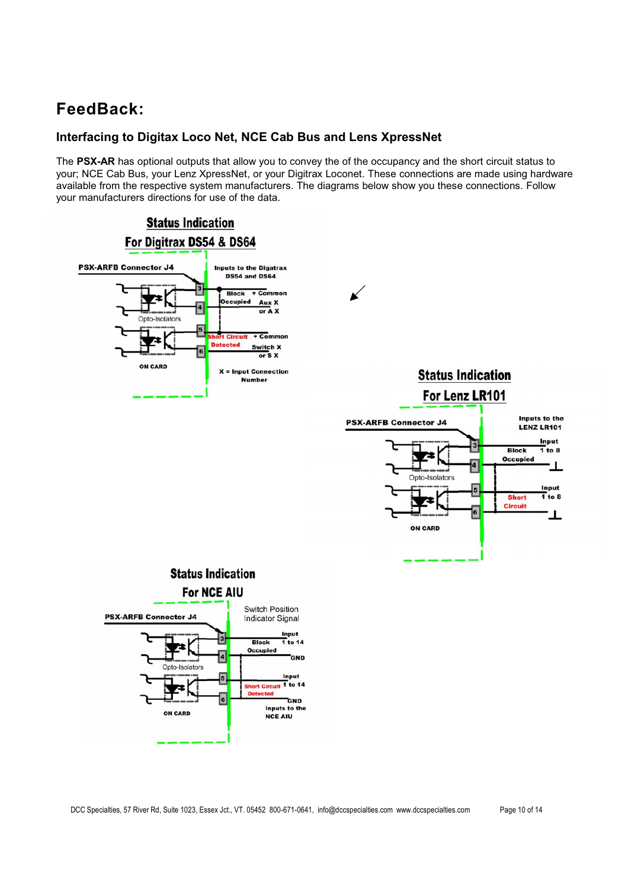# FeedBack:

## Interfacing to Digitax Loco Net, NCE Cab Bus and Lens XpressNet

The **PSX-AR** has optional outputs that allow you to convey the of the occupancy and the short circuit status to your; NCE Cab Bus, your Lenz XpressNet, or your Digitrax Loconet. These connections are made using hardware available from the respective system manufacturers. The diagrams below show you these connections. Follow your manufacturers directions for use of the data.

**Status Indication For Digitrax DS54 & DS64**

**Status Indication For Lenz LR101**

**Status Indication For NCE AIU**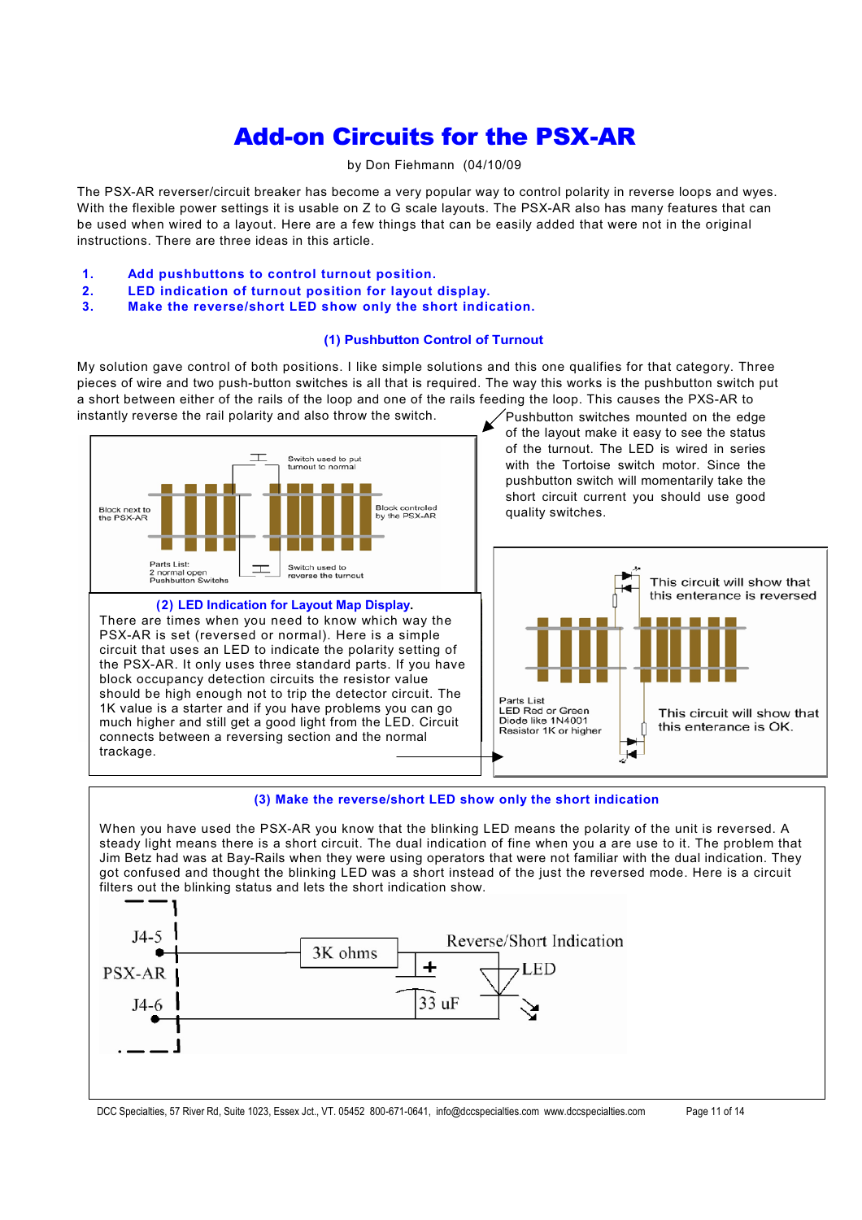# Add-on Circuits for the PSX-AR

by Don Fiehmann (04/10/09)

The PSX-AR reverser/circuit breaker has become a very popular way to control polarity in reverse loops and wyes. With the flexible power settings it is usable on Z to G scale layouts. The PSX-AR also has many features that can be used when wired to a layout. Here are a few things that can be easily added that were not in the original instructions. There are three ideas in this article.

1. **Add pushbuttons to control turnout position.**
2. **LED indication of turnout position for layout display.**
3. **Make the reverse/short LED show only the short indication.**

## (1) Pushbutton Control of Turnout

My solution gave control of both positions. I like simple solutions and this one qualifies for that category. Three pieces of wire and two push-button switches is all that is required. The way this works is the pushbutton switch put a short between either of the rails of the loop and one of the rails feeding the loop. This causes the PXS-AR to instantly reverse the rail polarity and also throw the switch.

Pushbutton switches mounted on the edge of the layout make it easy to see the status of the turnout. The LED is wired in series with the Tortoise switch motor. Since the pushbutton switch will momentarily take the short circuit current you should use good quality switches.

Switch used to put turnout to normal

Block next to the PSX-AR

Block controled by the PSX-AR

Parts List:
2 normal open Pushbutton Switchs

Switch used to reverse the turnout

## (2) LED Indication for Layout Map Display.

There are times when you need to know which way the PSX-AR is set (reversed or normal). Here is a simple circuit that uses an LED to indicate the polarity setting of the PSX-AR. It only uses three standard parts. If you have block occupancy detection circuits the resistor value should be high enough not to trip the detector circuit. The 1K value is a starter and if you have problems you can go much higher and still get a good light from the LED. Circuit connects between a reversing section and the normal trackage.

This circuit will show that this enterance is reversed

Parts List
LED Red or Green
Diode like 1N4001
Resistor 1K or higher

This circuit will show that this enterance is OK.

## (3) Make the reverse/short LED show only the short indication

When you have used the PSX-AR you know that the blinking LED means the polarity of the unit is reversed. A steady light means there is a short circuit. The dual indication of fine when you a are use to it. The problem that Jim Betz had was at Bay-Rails when they were using operators that were not familiar with the dual indication. They got confused and thought the blinking LED was a short instead of the just the reversed mode. Here is a circuit filters out the blinking status and lets the short indication show.

J4-5

PSX-AR

J4-6

3K ohms

Reverse/Short Indication

+

LED

33 uF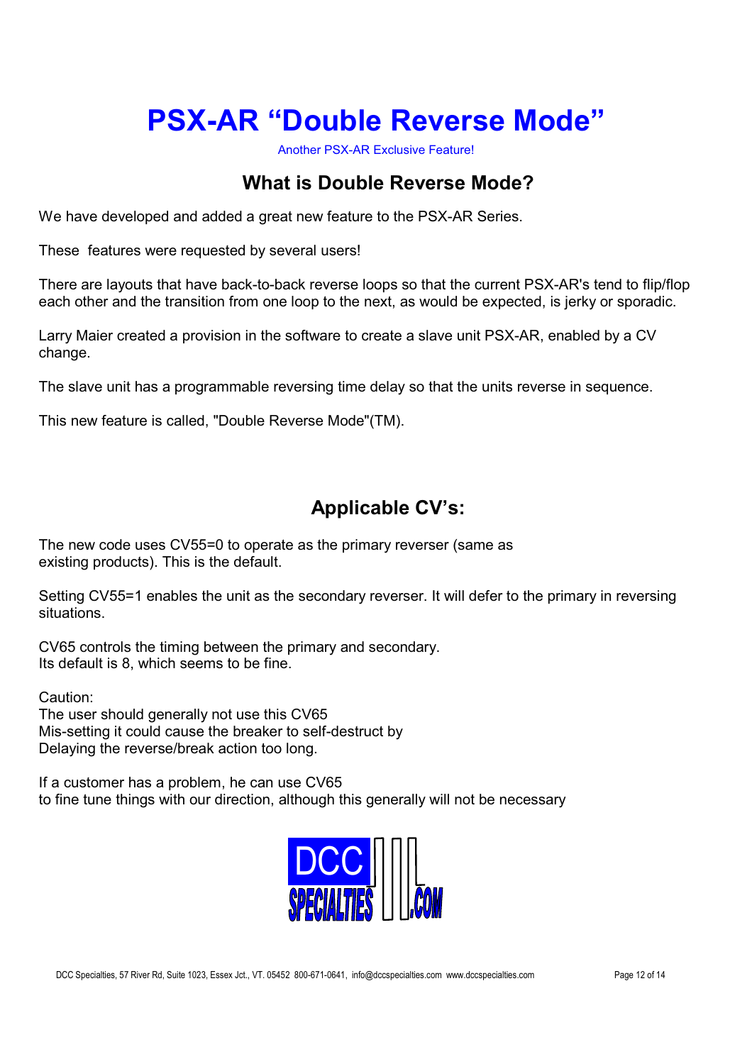# PSX-AR "Double Reverse Mode"

Another PSX-AR Exclusive Feature!

## What is Double Reverse Mode?

We have developed and added a great new feature to the PSX-AR Series.

These features were requested by several users!

There are layouts that have back-to-back reverse loops so that the current PSX-AR's tend to flip/flop each other and the transition from one loop to the next, as would be expected, is jerky or sporadic.

Larry Maier created a provision in the software to create a slave unit PSX-AR, enabled by a CV change.

The slave unit has a programmable reversing time delay so that the units reverse in sequence.

This new feature is called, "Double Reverse Mode"(TM).

## Applicable CV's:

The new code uses CV55=0 to operate as the primary reverser (same as existing products). This is the default.

Setting CV55=1 enables the unit as the secondary reverser. It will defer to the primary in reversing situations.

CV65 controls the timing between the primary and secondary.
Its default is 8, which seems to be fine.

Caution:
The user should generally not use this CV65
Mis-setting it could cause the breaker to self-destruct by
Delaying the reverse/break action too long.

If a customer has a problem, he can use CV65
to fine tune things with our direction, although this generally will not be necessary

DCC SPECIALTIES .COM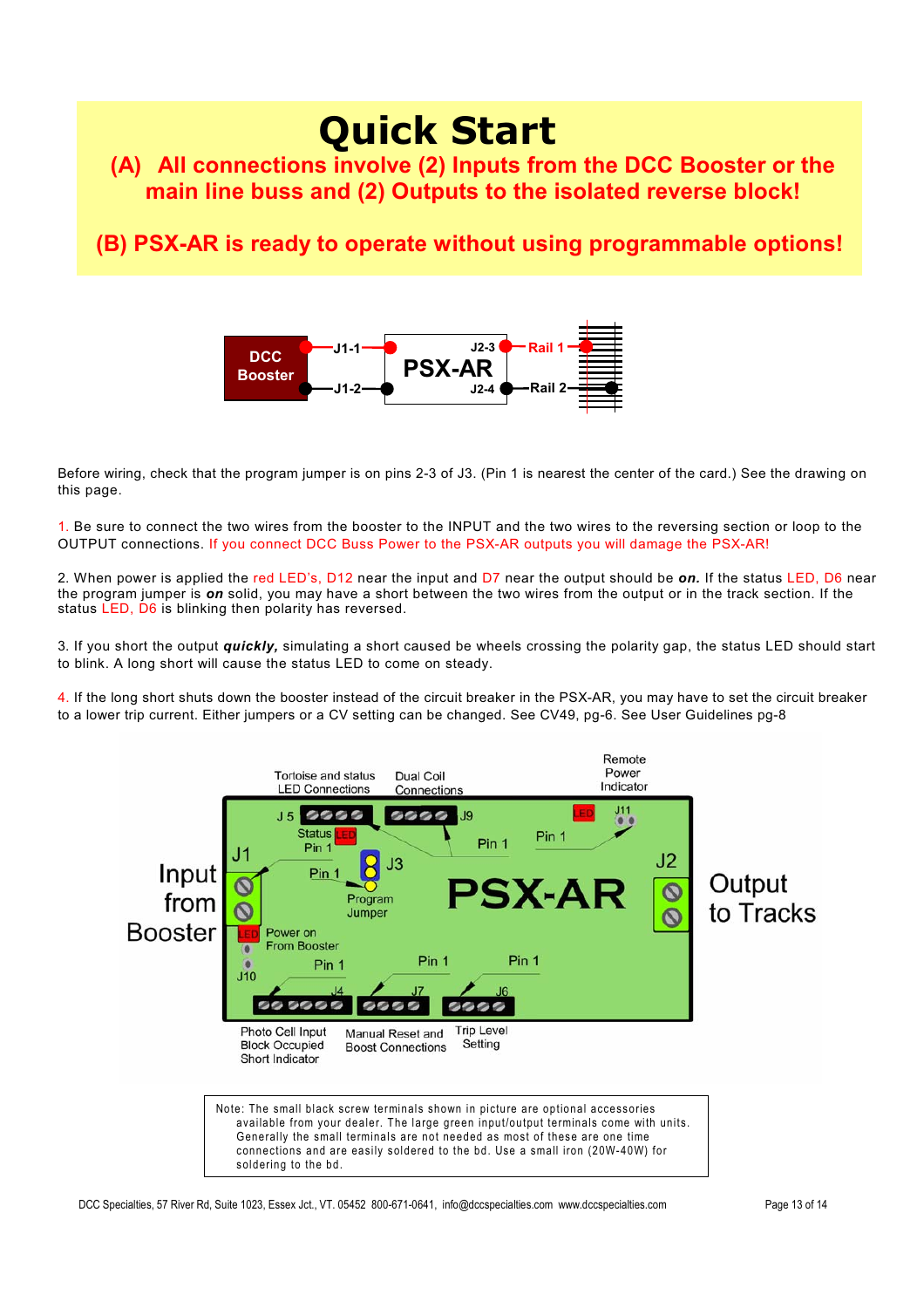# Quick Start

**(A) All connections involve (2) Inputs from the DCC Booster or the main line buss and (2) Outputs to the isolated reverse block!**

**(B) PSX-AR is ready to operate without using programmable options!**

DCC Booster —J1-1— PSX-AR J2-3 —Rail 1
—J1-2— J2-4 —Rail 2

Before wiring, check that the program jumper is on pins 2-3 of J3. (Pin 1 is nearest the center of the card.) See the drawing on this page.

1. Be sure to connect the two wires from the booster to the INPUT and the two wires to the reversing section or loop to the OUTPUT connections. If you connect DCC Buss Power to the PSX-AR outputs you will damage the PSX-AR!

2. When power is applied the red LED's, D12 near the input and D7 near the output should be ***on.*** If the status LED, D6 near the program jumper is ***on*** solid, you may have a short between the two wires from the output or in the track section. If the status LED, D6 is blinking then polarity has reversed.

3. If you short the output ***quickly,*** simulating a short caused be wheels crossing the polarity gap, the status LED should start to blink. A long short will cause the status LED to come on steady.

4. If the long short shuts down the booster instead of the circuit breaker in the PSX-AR, you may have to set the circuit breaker to a lower trip current. Either jumpers or a CV setting can be changed. See CV49, pg-6. See User Guidelines pg-8

Tortoise and status LED Connections — J5; Dual Coil Connections — J9; Remote Power Indicator — J11; Status LED; Input from Booster — J1; J3 Program Jumper; Output to Tracks — J2; LED Power on From Booster — J10; Photo Cell Input Block Occupied Short Indicator — J4; Manual Reset and Boost Connections — J7; Trip Level Setting — J6

Note: The small black screw terminals shown in picture are optional accessories available from your dealer. The large green input/output terminals come with units. Generally the small terminals are not needed as most of these are one time connections and are easily soldered to the bd. Use a small iron (20W-40W) for soldering to the bd.

DCC Specialties, 57 River Rd, Suite 1023, Essex Jct., VT. 05452 800-671-0641, info@dccspecialties.com www.dccspecialties.com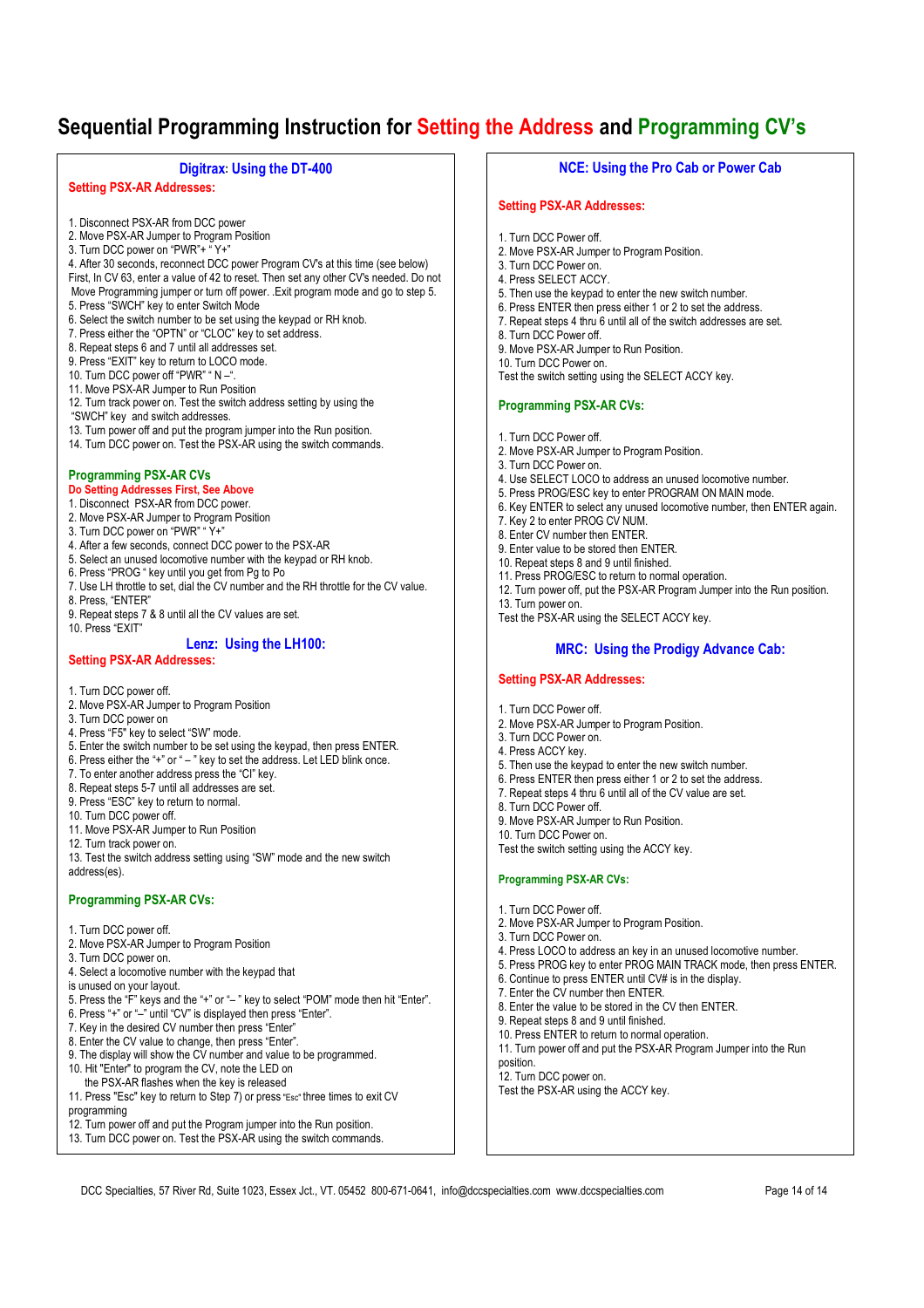# Sequential Programming Instruction for Setting the Address and Programming CV's

## Digitrax: Using the DT-400

### Setting PSX-AR Addresses:

1. Disconnect PSX-AR from DCC power
2. Move PSX-AR Jumper to Program Position
3. Turn DCC power on "PWR"+ " Y+"
4. After 30 seconds, reconnect DCC power Program CV's at this time (see below) First, In CV 63, enter a value of 42 to reset. Then set any other CV's needed. Do not Move Programming jumper or turn off power. .Exit program mode and go to step 5.
5. Press "SWCH" key to enter Switch Mode
6. Select the switch number to be set using the keypad or RH knob.
7. Press either the "OPTN" or "CLOC" key to set address.
8. Repeat steps 6 and 7 until all addresses set.
9. Press "EXIT" key to return to LOCO mode.
10. Turn DCC power off "PWR" " N –".
11. Move PSX-AR Jumper to Run Position
12. Turn track power on. Test the switch address setting by using the "SWCH" key and switch addresses.
13. Turn power off and put the program jumper into the Run position.
14. Turn DCC power on. Test the PSX-AR using the switch commands.

### Programming PSX-AR CVs

**Do Setting Addresses First, See Above**

1. Disconnect PSX-AR from DCC power.
2. Move PSX-AR Jumper to Program Position
3. Turn DCC power on "PWR" " Y+"
4. After a few seconds, connect DCC power to the PSX-AR
5. Select an unused locomotive number with the keypad or RH knob.
6. Press "PROG " key until you get from Pg to Po
7. Use LH throttle to set, dial the CV number and the RH throttle for the CV value.
8. Press, "ENTER"
9. Repeat steps 7 & 8 until all the CV values are set.
10. Press "EXIT"

## Lenz: Using the LH100:

### Setting PSX-AR Addresses:

1. Turn DCC power off.
2. Move PSX-AR Jumper to Program Position
3. Turn DCC power on
4. Press "F5" key to select "SW" mode.
5. Enter the switch number to be set using the keypad, then press ENTER.
6. Press either the "+" or " – " key to set the address. Let LED blink once.
7. To enter another address press the "Cl" key.
8. Repeat steps 5-7 until all addresses are set.
9. Press "ESC" key to return to normal.
10. Turn DCC power off.
11. Move PSX-AR Jumper to Run Position
12. Turn track power on.
13. Test the switch address setting using "SW" mode and the new switch address(es).

### Programming PSX-AR CVs:

1. Turn DCC power off.
2. Move PSX-AR Jumper to Program Position
3. Turn DCC power on.
4. Select a locomotive number with the keypad that is unused on your layout.
5. Press the "F" keys and the "+" or "– " key to select "POM" mode then hit "Enter".
6. Press "+" or "–" until "CV" is displayed then press "Enter".
7. Key in the desired CV number then press "Enter"
8. Enter the CV value to change, then press "Enter".
9. The display will show the CV number and value to be programmed.
10. Hit "Enter" to program the CV, note the LED on the PSX-AR flashes when the key is released
11. Press "Esc" key to return to Step 7) or press "Esc" three times to exit CV programming
12. Turn power off and put the Program jumper into the Run position.
13. Turn DCC power on. Test the PSX-AR using the switch commands.

## NCE: Using the Pro Cab or Power Cab

### Setting PSX-AR Addresses:

1. Turn DCC Power off.
2. Move PSX-AR Jumper to Program Position.
3. Turn DCC Power on.
4. Press SELECT ACCY.
5. Then use the keypad to enter the new switch number.
6. Press ENTER then press either 1 or 2 to set the address.
7. Repeat steps 4 thru 6 until all of the switch addresses are set.
8. Turn DCC Power off.
9. Move PSX-AR Jumper to Run Position.
10. Turn DCC Power on.

Test the switch setting using the SELECT ACCY key.

### Programming PSX-AR CVs:

1. Turn DCC Power off.
2. Move PSX-AR Jumper to Program Position.
3. Turn DCC Power on.
4. Use SELECT LOCO to address an unused locomotive number.
5. Press PROG/ESC key to enter PROGRAM ON MAIN mode.
6. Key ENTER to select any unused locomotive number, then ENTER again.
7. Key 2 to enter PROG CV NUM.
8. Enter CV number then ENTER.
9. Enter value to be stored then ENTER.
10. Repeat steps 8 and 9 until finished.
11. Press PROG/ESC to return to normal operation.
12. Turn power off, put the PSX-AR Program Jumper into the Run position.
13. Turn power on.

Test the PSX-AR using the SELECT ACCY key.

## MRC: Using the Prodigy Advance Cab:

### Setting PSX-AR Addresses:

1. Turn DCC Power off.
2. Move PSX-AR Jumper to Program Position.
3. Turn DCC Power on.
4. Press ACCY key.
5. Then use the keypad to enter the new switch number.
6. Press ENTER then press either 1 or 2 to set the address.
7. Repeat steps 4 thru 6 until all of the CV value are set.
8. Turn DCC Power off.
9. Move PSX-AR Jumper to Run Position.
10. Turn DCC Power on.

Test the switch setting using the ACCY key.

### Programming PSX-AR CVs:

1. Turn DCC Power off.
2. Move PSX-AR Jumper to Program Position.
3. Turn DCC Power on.
4. Press LOCO to address an key in an unused locomotive number.
5. Press PROG key to enter PROG MAIN TRACK mode, then press ENTER.
6. Continue to press ENTER until CV# is in the display.
7. Enter the CV number then ENTER.
8. Enter the value to be stored in the CV then ENTER.
9. Repeat steps 8 and 9 until finished.
10. Press ENTER to return to normal operation.
11. Turn power off and put the PSX-AR Program Jumper into the Run position.
12. Turn DCC power on.

Test the PSX-AR using the ACCY key.

DCC Specialties, 57 River Rd, Suite 1023, Essex Jct., VT. 05452 800-671-0641, info@dccspecialties.com www.dccspecialties.com